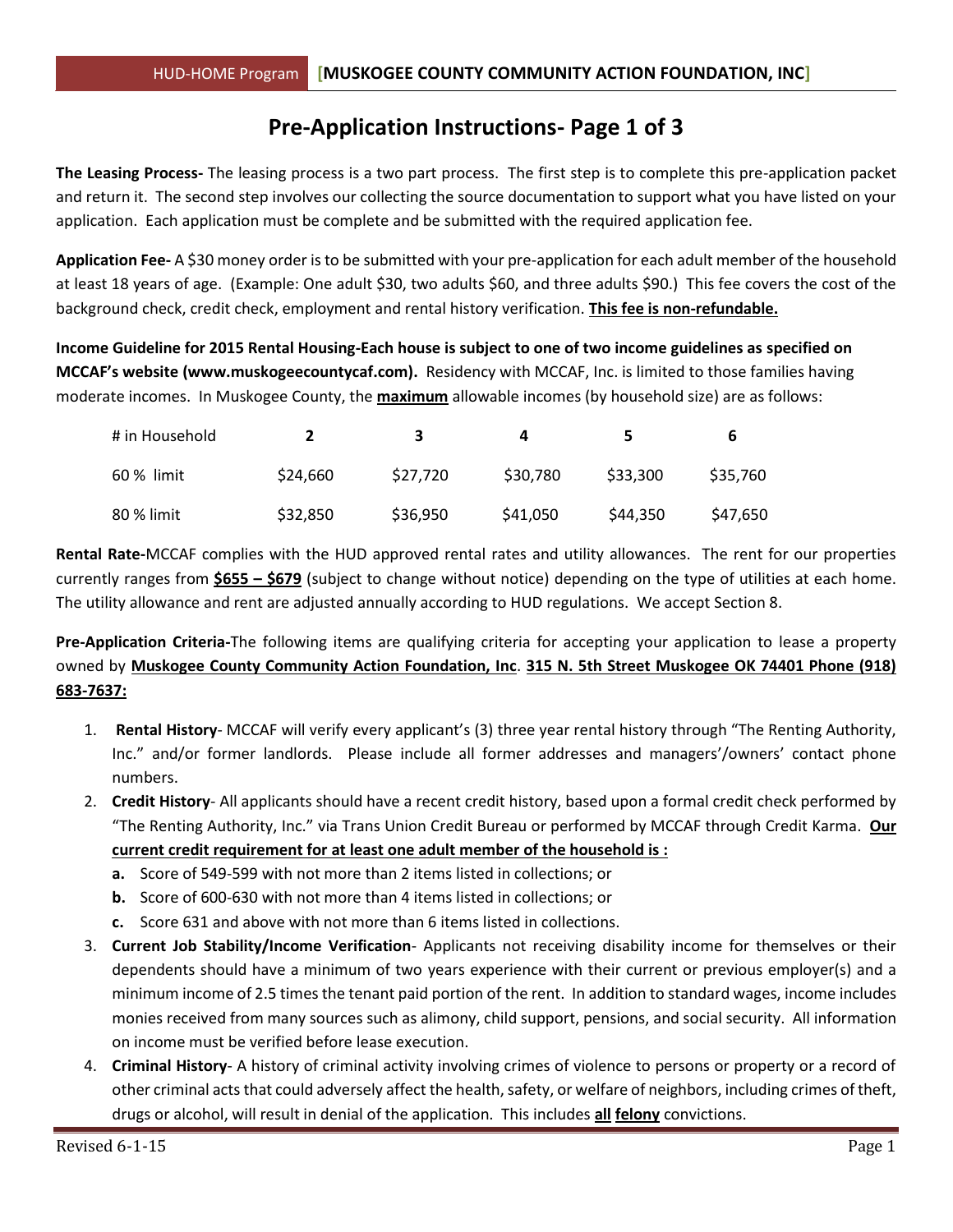# Pre-Application Instructions- Page 1 of 3

**The Leasing Process-** The leasing process is a two part process. The first step is to complete this pre-application packet and return it. The second step involves our collecting the source documentation to support what you have listed on your application. Each application must be complete and be submitted with the required application fee.

**Application Fee-** A $30 money order is to be submitted with your pre-application for each adult member of the household at least 18 years of age. (Example: One adult $30, two adults $60, and three adults $90.) This fee covers the cost of the background check, credit check, employment and rental history verification. **<u>This fee is non-refundable.</u>**

**Income Guideline for 2015 Rental Housing-Each house is subject to one of two income guidelines as specified on MCCAF's website (www.muskogeecountycaf.com).** Residency with MCCAF, Inc. is limited to those families having moderate incomes. In Muskogee County, the **<u>maximum</u>** allowable incomes (by household size) are as follows:

| # in Household | **2** | **3** | **4** | **5** | **6** |
|---|---|---|---|---|---|
| 60 % limit | $24,660 | $27,720 | $30,780 | $33,300 | $35,760 |
| 80 % limit | $32,850 | $36,950 | $41,050 | $44,350 | $47,650 |

**Rental Rate-**MCCAF complies with the HUD approved rental rates and utility allowances. The rent for our properties currently ranges from **<u>$655 – $679</u>** (subject to change without notice) depending on the type of utilities at each home. The utility allowance and rent are adjusted annually according to HUD regulations. We accept Section 8.

**Pre-Application Criteria-**The following items are qualifying criteria for accepting your application to lease a property owned by **<u>Muskogee County Community Action Foundation, Inc</u>**. **<u>315 N. 5th Street Muskogee OK 74401 Phone (918) 683-7637:</u>**

1. **Rental History**- MCCAF will verify every applicant's (3) three year rental history through "The Renting Authority, Inc." and/or former landlords. Please include all former addresses and managers'/owners' contact phone numbers.
2. **Credit History**- All applicants should have a recent credit history, based upon a formal credit check performed by "The Renting Authority, Inc." via Trans Union Credit Bureau or performed by MCCAF through Credit Karma. **<u>Our current credit requirement for at least one adult member of the household is :</u>**
   - **a.** Score of 549-599 with not more than 2 items listed in collections; or
   - **b.** Score of 600-630 with not more than 4 items listed in collections; or
   - **c.** Score 631 and above with not more than 6 items listed in collections.
3. **Current Job Stability/Income Verification**- Applicants not receiving disability income for themselves or their dependents should have a minimum of two years experience with their current or previous employer(s) and a minimum income of 2.5 times the tenant paid portion of the rent. In addition to standard wages, income includes monies received from many sources such as alimony, child support, pensions, and social security. All information on income must be verified before lease execution.
4. **Criminal History**- A history of criminal activity involving crimes of violence to persons or property or a record of other criminal acts that could adversely affect the health, safety, or welfare of neighbors, including crimes of theft, drugs or alcohol, will result in denial of the application. This includes **<u>all</u>** **<u>felony</u>** convictions.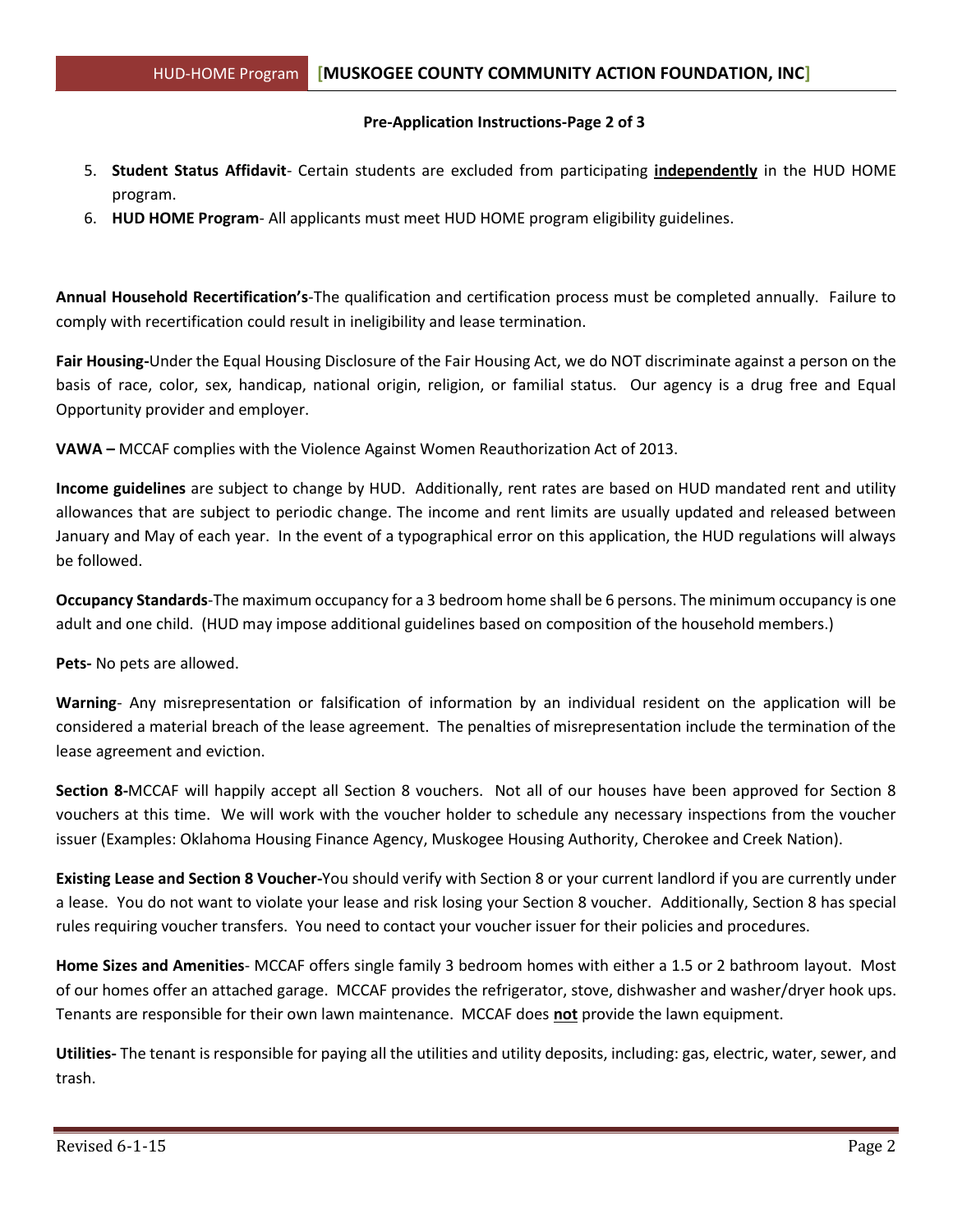**Pre-Application Instructions-Page 2 of 3**

5. **Student Status Affidavit**- Certain students are excluded from participating **independently** in the HUD HOME program.
6. **HUD HOME Program**- All applicants must meet HUD HOME program eligibility guidelines.

**Annual Household Recertification's**-The qualification and certification process must be completed annually. Failure to comply with recertification could result in ineligibility and lease termination.

**Fair Housing-**Under the Equal Housing Disclosure of the Fair Housing Act, we do NOT discriminate against a person on the basis of race, color, sex, handicap, national origin, religion, or familial status. Our agency is a drug free and Equal Opportunity provider and employer.

**VAWA –** MCCAF complies with the Violence Against Women Reauthorization Act of 2013.

**Income guidelines** are subject to change by HUD. Additionally, rent rates are based on HUD mandated rent and utility allowances that are subject to periodic change. The income and rent limits are usually updated and released between January and May of each year. In the event of a typographical error on this application, the HUD regulations will always be followed.

**Occupancy Standards**-The maximum occupancy for a 3 bedroom home shall be 6 persons. The minimum occupancy is one adult and one child. (HUD may impose additional guidelines based on composition of the household members.)

**Pets-** No pets are allowed.

**Warning**- Any misrepresentation or falsification of information by an individual resident on the application will be considered a material breach of the lease agreement. The penalties of misrepresentation include the termination of the lease agreement and eviction.

**Section 8-**MCCAF will happily accept all Section 8 vouchers. Not all of our houses have been approved for Section 8 vouchers at this time. We will work with the voucher holder to schedule any necessary inspections from the voucher issuer (Examples: Oklahoma Housing Finance Agency, Muskogee Housing Authority, Cherokee and Creek Nation).

**Existing Lease and Section 8 Voucher-**You should verify with Section 8 or your current landlord if you are currently under a lease. You do not want to violate your lease and risk losing your Section 8 voucher. Additionally, Section 8 has special rules requiring voucher transfers. You need to contact your voucher issuer for their policies and procedures.

**Home Sizes and Amenities**- MCCAF offers single family 3 bedroom homes with either a 1.5 or 2 bathroom layout. Most of our homes offer an attached garage. MCCAF provides the refrigerator, stove, dishwasher and washer/dryer hook ups. Tenants are responsible for their own lawn maintenance. MCCAF does **not** provide the lawn equipment.

**Utilities-** The tenant is responsible for paying all the utilities and utility deposits, including: gas, electric, water, sewer, and trash.

Revised 6-1-15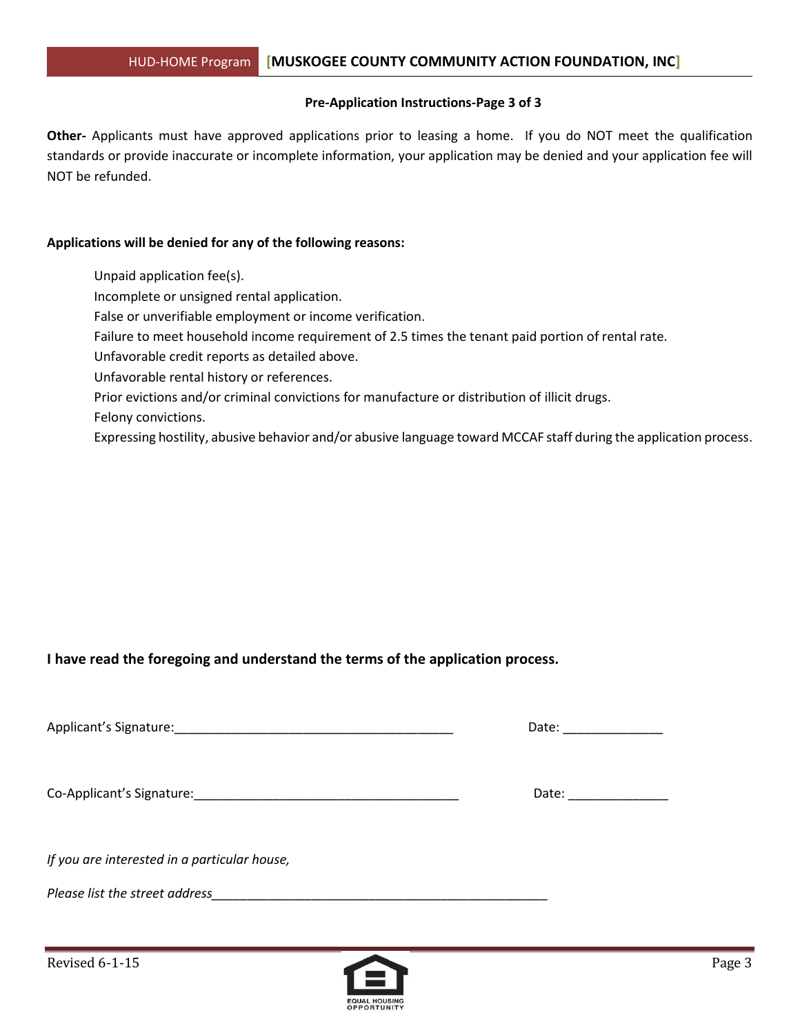**Pre-Application Instructions-Page 3 of 3**

**Other-** Applicants must have approved applications prior to leasing a home. If you do NOT meet the qualification standards or provide inaccurate or incomplete information, your application may be denied and your application fee will NOT be refunded.

**Applications will be denied for any of the following reasons:**

- Unpaid application fee(s).
- Incomplete or unsigned rental application.
- False or unverifiable employment or income verification.
- Failure to meet household income requirement of 2.5 times the tenant paid portion of rental rate.
- Unfavorable credit reports as detailed above.
- Unfavorable rental history or references.
- Prior evictions and/or criminal convictions for manufacture or distribution of illicit drugs.
- Felony convictions.
- Expressing hostility, abusive behavior and/or abusive language toward MCCAF staff during the application process.

**I have read the foregoing and understand the terms of the application process.**

Applicant's Signature:_______________________________________ Date: ______________

Co-Applicant's Signature:_____________________________________ Date: ______________

*If you are interested in a particular house,*

*Please list the street address*_________________________________________________

Revised 6-1-15

EQUAL HOUSING OPPORTUNITY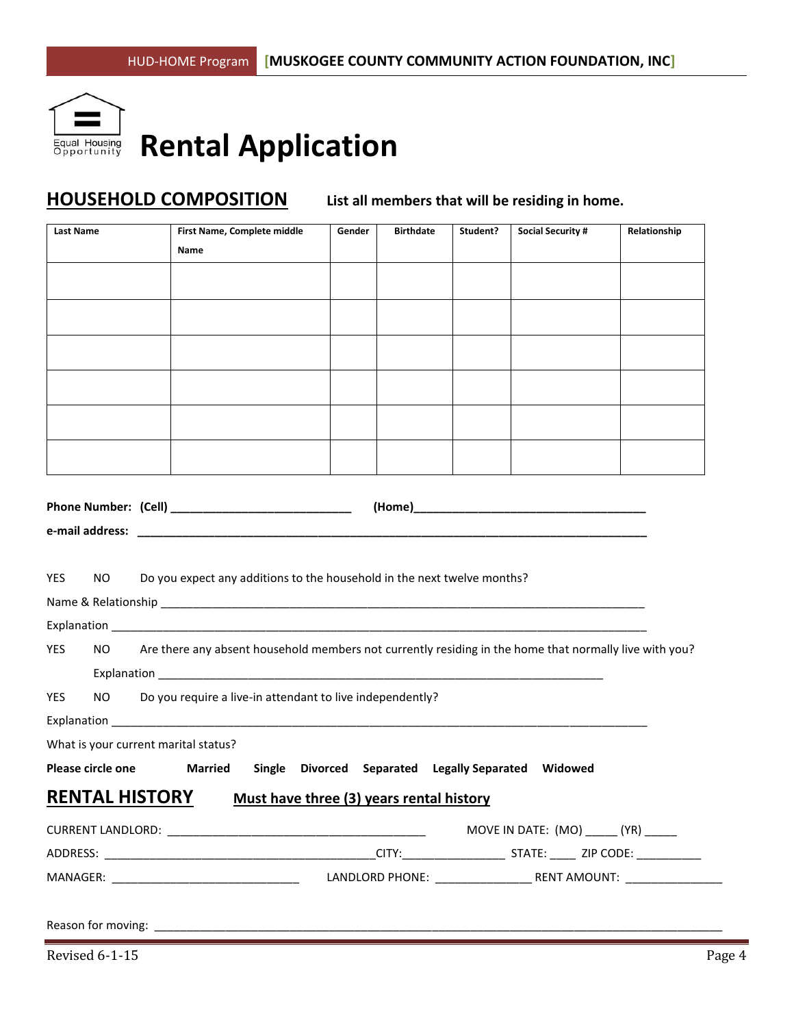# Rental Application

## HOUSEHOLD COMPOSITION

**List all members that will be residing in home.**

| Last Name | First Name, Complete middle Name | Gender | Birthdate | Student? | Social Security # | Relationship |
|---|---|---|---|---|---|---|
| | | | | | | |
| | | | | | | |
| | | | | | | |
| | | | | | | |
| | | | | | | |
| | | | | | | |

**Phone Number: (Cell)** ____________________________ **(Home)**____________________________________

**e-mail address:** ________________________________________________________________________________

YES NO Do you expect any additions to the household in the next twelve months?

Name & Relationship ________________________________________________________________________________

Explanation ________________________________________________________________________________________

YES NO Are there any absent household members not currently residing in the home that normally live with you?

Explanation ___________________________________________________________________________

YES NO Do you require a live-in attendant to live independently?

Explanation ________________________________________________________________________________________

What is your current marital status?

**Please circle one** **Married** **Single** **Divorced** **Separated** **Legally Separated** **Widowed**

## RENTAL HISTORY

**Must have three (3) years rental history**

CURRENT LANDLORD: ________________________________________ MOVE IN DATE: (MO) _____ (YR) _____

ADDRESS: __________________________________________CITY:________________ STATE: ____ ZIP CODE: __________

MANAGER: _____________________________ LANDLORD PHONE: _______________ RENT AMOUNT: _______________

Reason for moving: _________________________________________________________________________________________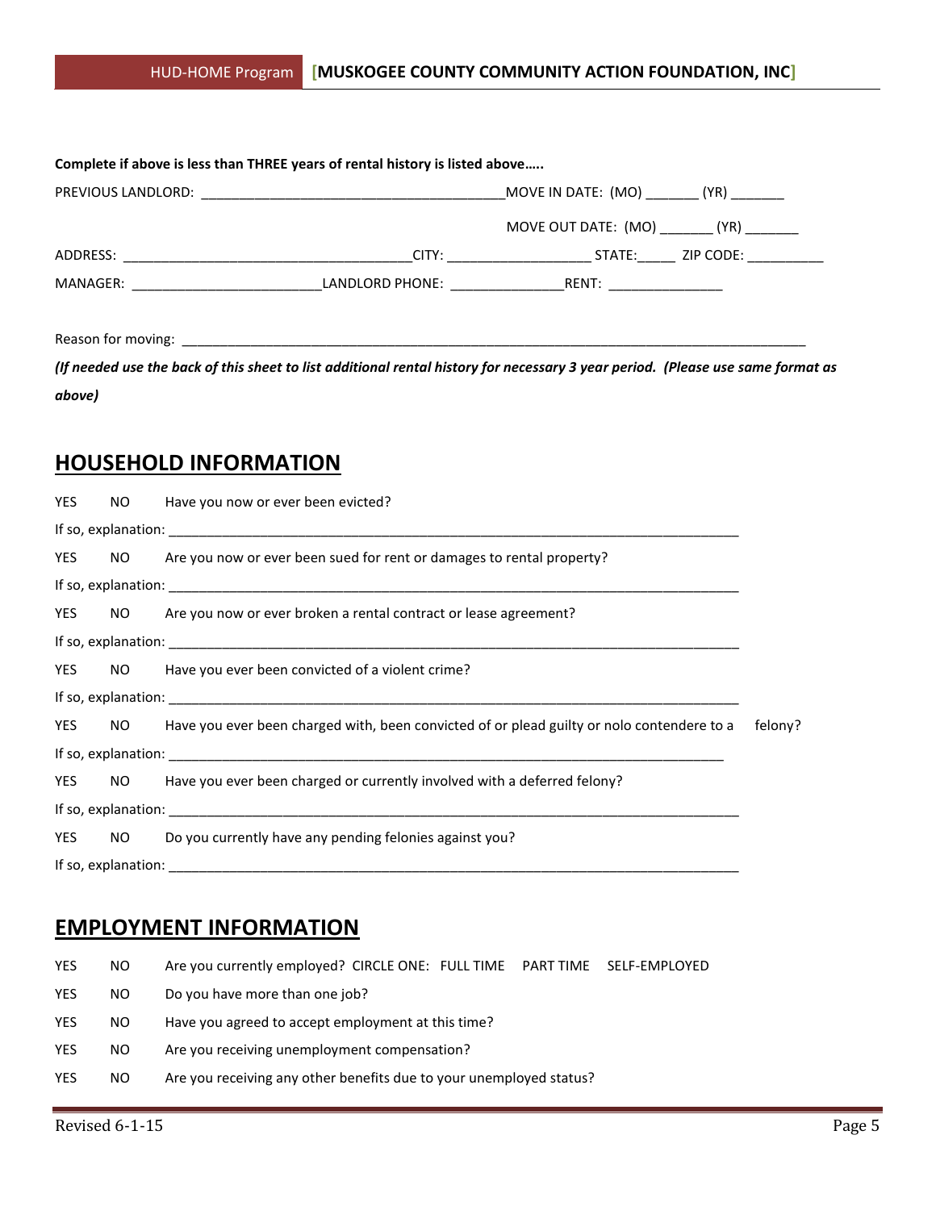**Complete if above is less than THREE years of rental history is listed above…..**

PREVIOUS LANDLORD: ________________________________________MOVE IN DATE: (MO) _______ (YR) _______

MOVE OUT DATE: (MO) _______ (YR) _______

ADDRESS: ______________________________________CITY: ___________________ STATE:_____ ZIP CODE: __________

MANAGER: _________________________LANDLORD PHONE: _______________RENT: _______________

Reason for moving: ____________________________________________________________________________________

*(If needed use the back of this sheet to list additional rental history for necessary 3 year period. (Please use same format as above)*

## HOUSEHOLD INFORMATION

YES NO Have you now or ever been evicted?

If so, explanation: ____________________________________________________________________________

YES NO Are you now or ever been sued for rent or damages to rental property?

If so, explanation: ____________________________________________________________________________

YES NO Are you now or ever broken a rental contract or lease agreement?

If so, explanation: ____________________________________________________________________________

YES NO Have you ever been convicted of a violent crime?

If so, explanation: ____________________________________________________________________________

YES NO Have you ever been charged with, been convicted of or plead guilty or nolo contendere to a felony?

If so, explanation: __________________________________________________________________________

YES NO Have you ever been charged or currently involved with a deferred felony?

If so, explanation: ____________________________________________________________________________

YES NO Do you currently have any pending felonies against you?

If so, explanation: ____________________________________________________________________________

## EMPLOYMENT INFORMATION

YES NO Are you currently employed? CIRCLE ONE: FULL TIME PART TIME SELF-EMPLOYED

YES NO Do you have more than one job?

YES NO Have you agreed to accept employment at this time?

YES NO Are you receiving unemployment compensation?

YES NO Are you receiving any other benefits due to your unemployed status?

Revised 6-1-15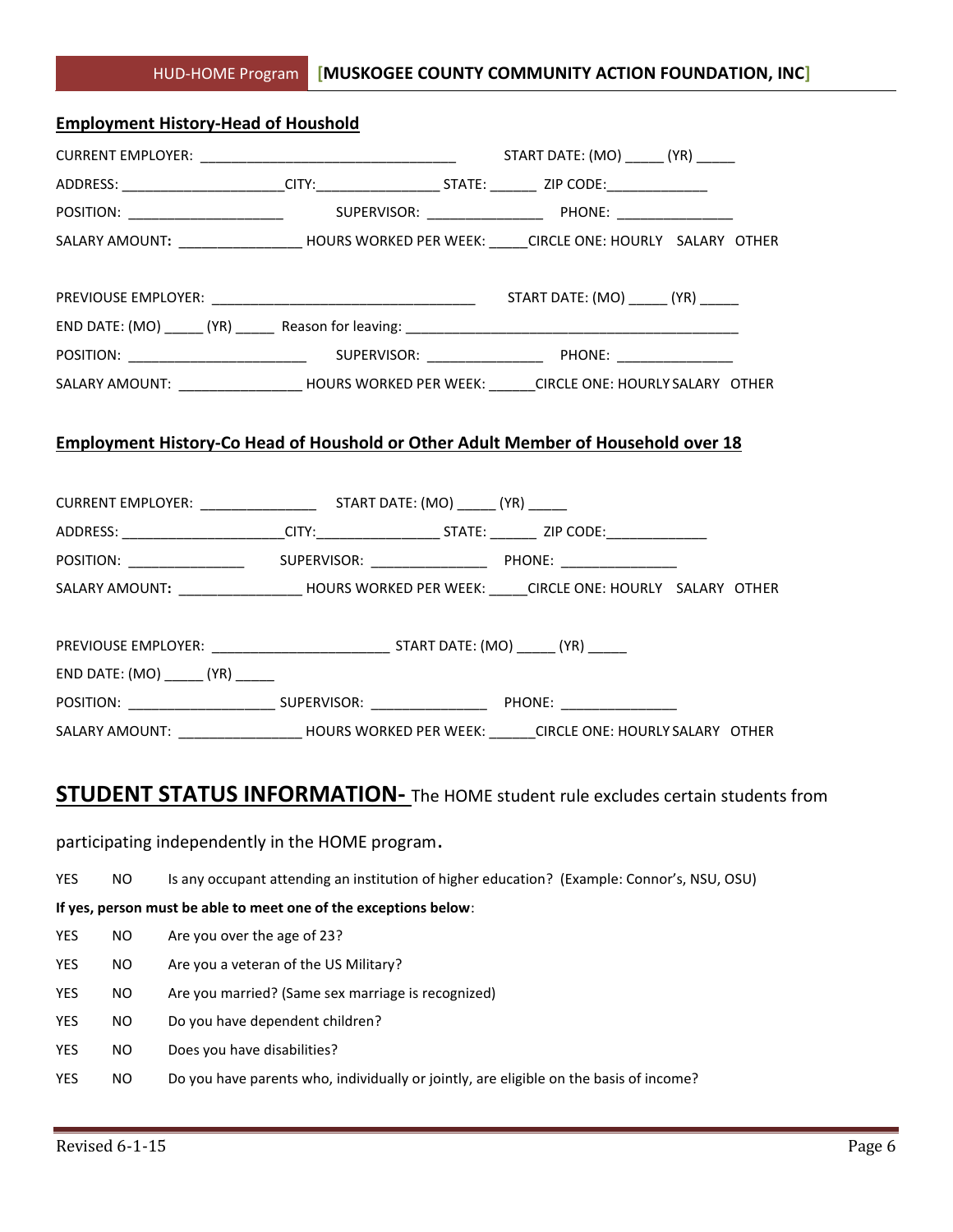## Employment History-Head of Houshold

CURRENT EMPLOYER: ________________________________ START DATE: (MO) _____ (YR) _____

ADDRESS: ____________________CITY:________________ STATE: ______ ZIP CODE:_____________

POSITION: ___________________ SUPERVISOR: _______________ PHONE: _______________

SALARY AMOUNT: ________________ HOURS WORKED PER WEEK: _____CIRCLE ONE: HOURLY SALARY OTHER

PREVIOUSE EMPLOYER: __________________________________ START DATE: (MO) _____ (YR) _____

END DATE: (MO) _____ (YR) _____ Reason for leaving: ___________________________________________

POSITION: ______________________ SUPERVISOR: _______________ PHONE: _______________

SALARY AMOUNT: ________________ HOURS WORKED PER WEEK: ______CIRCLE ONE: HOURLY SALARY OTHER

## Employment History-Co Head of Houshold or Other Adult Member of Household over 18

CURRENT EMPLOYER: _______________ START DATE: (MO) _____ (YR) _____

ADDRESS: ____________________CITY:________________ STATE: ______ ZIP CODE:_____________

POSITION: _______________ SUPERVISOR: _______________ PHONE: _______________

SALARY AMOUNT: ________________ HOURS WORKED PER WEEK: _____CIRCLE ONE: HOURLY SALARY OTHER

PREVIOUSE EMPLOYER: _______________________ START DATE: (MO) _____ (YR) _____

END DATE: (MO) _____ (YR) _____

POSITION: ___________________ SUPERVISOR: _______________ PHONE: _______________

SALARY AMOUNT: ________________ HOURS WORKED PER WEEK: ______CIRCLE ONE: HOURLY SALARY OTHER

## STUDENT STATUS INFORMATION- The HOME student rule excludes certain students from participating independently in the HOME program.

YES NO Is any occupant attending an institution of higher education? (Example: Connor's, NSU, OSU)

**If yes, person must be able to meet one of the exceptions below**:

YES NO Are you over the age of 23?

YES NO Are you a veteran of the US Military?

YES NO Are you married? (Same sex marriage is recognized)

YES NO Do you have dependent children?

YES NO Does you have disabilities?

YES NO Do you have parents who, individually or jointly, are eligible on the basis of income?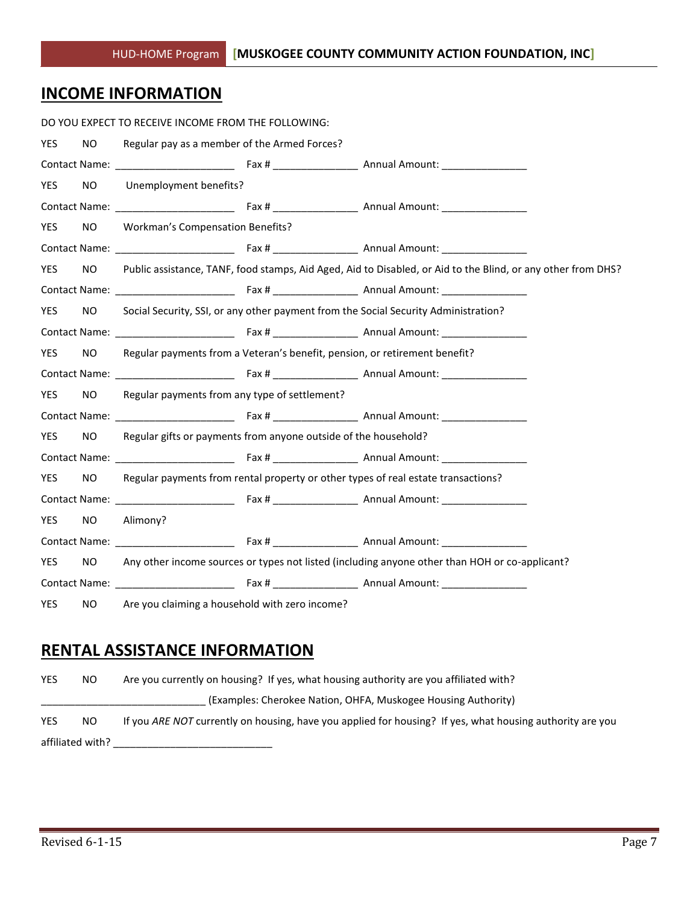## INCOME INFORMATION

DO YOU EXPECT TO RECEIVE INCOME FROM THE FOLLOWING:

YES NO Regular pay as a member of the Armed Forces?

Contact Name: _____________________ Fax # _______________ Annual Amount: _______________

YES NO Unemployment benefits?

Contact Name: _____________________ Fax # _______________ Annual Amount: _______________

YES NO Workman's Compensation Benefits?

Contact Name: _____________________ Fax # _______________ Annual Amount: _______________

YES NO Public assistance, TANF, food stamps, Aid Aged, Aid to Disabled, or Aid to the Blind, or any other from DHS?

Contact Name: _____________________ Fax # _______________ Annual Amount: _______________

YES NO Social Security, SSI, or any other payment from the Social Security Administration?

Contact Name: _____________________ Fax # _______________ Annual Amount: _______________

YES NO Regular payments from a Veteran's benefit, pension, or retirement benefit?

Contact Name: _____________________ Fax # _______________ Annual Amount: _______________

YES NO Regular payments from any type of settlement?

Contact Name: _____________________ Fax # _______________ Annual Amount: _______________

YES NO Regular gifts or payments from anyone outside of the household?

Contact Name: _____________________ Fax # _______________ Annual Amount: _______________

YES NO Regular payments from rental property or other types of real estate transactions?

Contact Name: _____________________ Fax # _______________ Annual Amount: _______________

YES NO Alimony?

Contact Name: _____________________ Fax # _______________ Annual Amount: _______________

YES NO Any other income sources or types not listed (including anyone other than HOH or co-applicant?

Contact Name: _____________________ Fax # _______________ Annual Amount: _______________

YES NO Are you claiming a household with zero income?

## RENTAL ASSISTANCE INFORMATION

YES NO Are you currently on housing? If yes, what housing authority are you affiliated with?

_____________________________ (Examples: Cherokee Nation, OHFA, Muskogee Housing Authority)

YES NO If you *ARE NOT* currently on housing, have you applied for housing? If yes, what housing authority are you affiliated with? ____________________________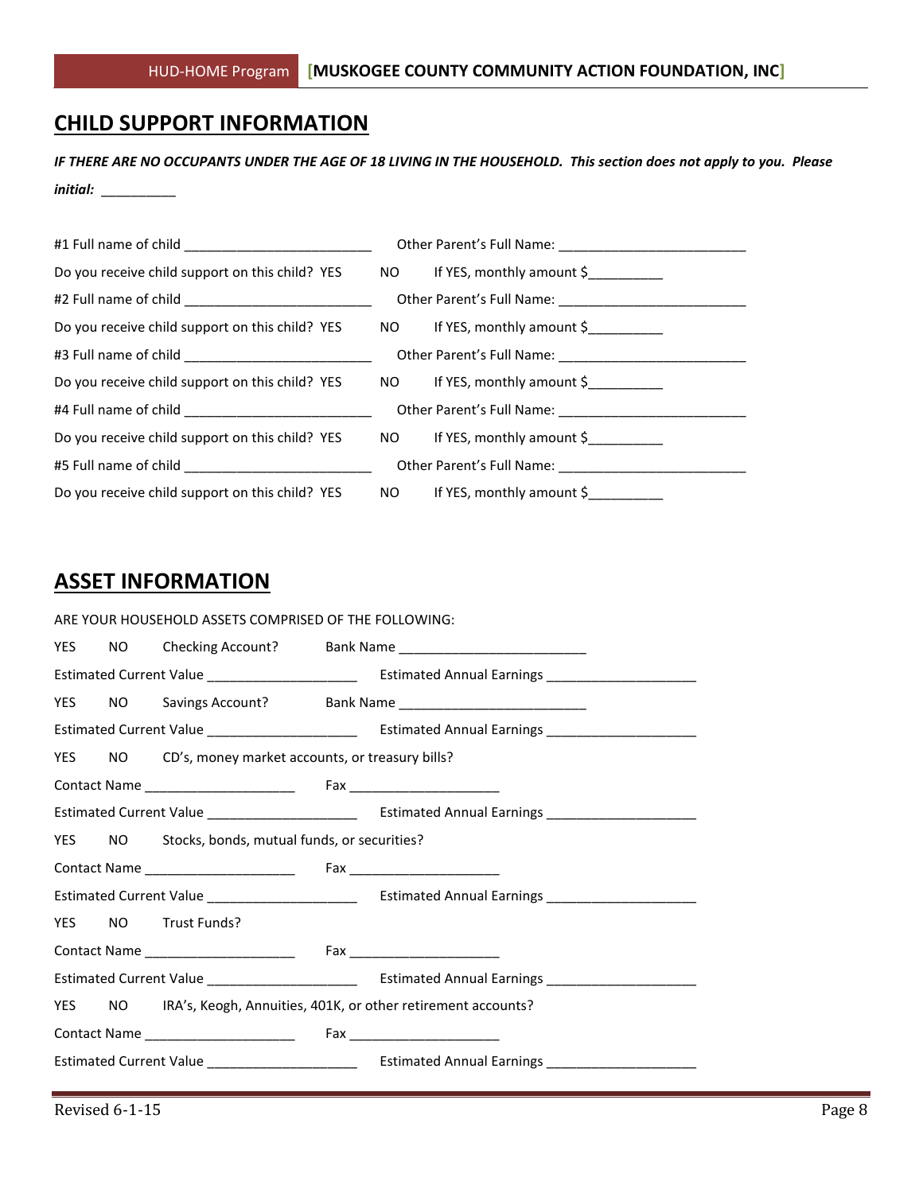## CHILD SUPPORT INFORMATION

***IF THERE ARE NO OCCUPANTS UNDER THE AGE OF 18 LIVING IN THE HOUSEHOLD. This section does not apply to you. Please initial:*** __________

#1 Full name of child _________________________ Other Parent's Full Name: _________________________

Do you receive child support on this child? YES NO If YES, monthly amount $__________

#2 Full name of child _________________________ Other Parent's Full Name: _________________________

Do you receive child support on this child? YES NO If YES, monthly amount $__________

#3 Full name of child _________________________ Other Parent's Full Name: _________________________

Do you receive child support on this child? YES NO If YES, monthly amount $__________

#4 Full name of child _________________________ Other Parent's Full Name: _________________________

Do you receive child support on this child? YES NO If YES, monthly amount $__________

#5 Full name of child _________________________ Other Parent's Full Name: _________________________

Do you receive child support on this child? YES NO If YES, monthly amount $__________

## ASSET INFORMATION

ARE YOUR HOUSEHOLD ASSETS COMPRISED OF THE FOLLOWING:

YES NO Checking Account? Bank Name _________________________

Estimated Current Value ____________________ Estimated Annual Earnings ____________________

YES NO Savings Account? Bank Name _________________________

Estimated Current Value ____________________ Estimated Annual Earnings ____________________

YES NO CD's, money market accounts, or treasury bills?

Contact Name ____________________ Fax ____________________

Estimated Current Value ____________________ Estimated Annual Earnings ____________________

YES NO Stocks, bonds, mutual funds, or securities?

Contact Name ____________________ Fax ____________________

Estimated Current Value ____________________ Estimated Annual Earnings ____________________

YES NO Trust Funds?

Contact Name ____________________ Fax ____________________

Estimated Current Value ____________________ Estimated Annual Earnings ____________________

YES NO IRA's, Keogh, Annuities, 401K, or other retirement accounts?

Contact Name ____________________ Fax ____________________

Estimated Current Value ____________________ Estimated Annual Earnings ____________________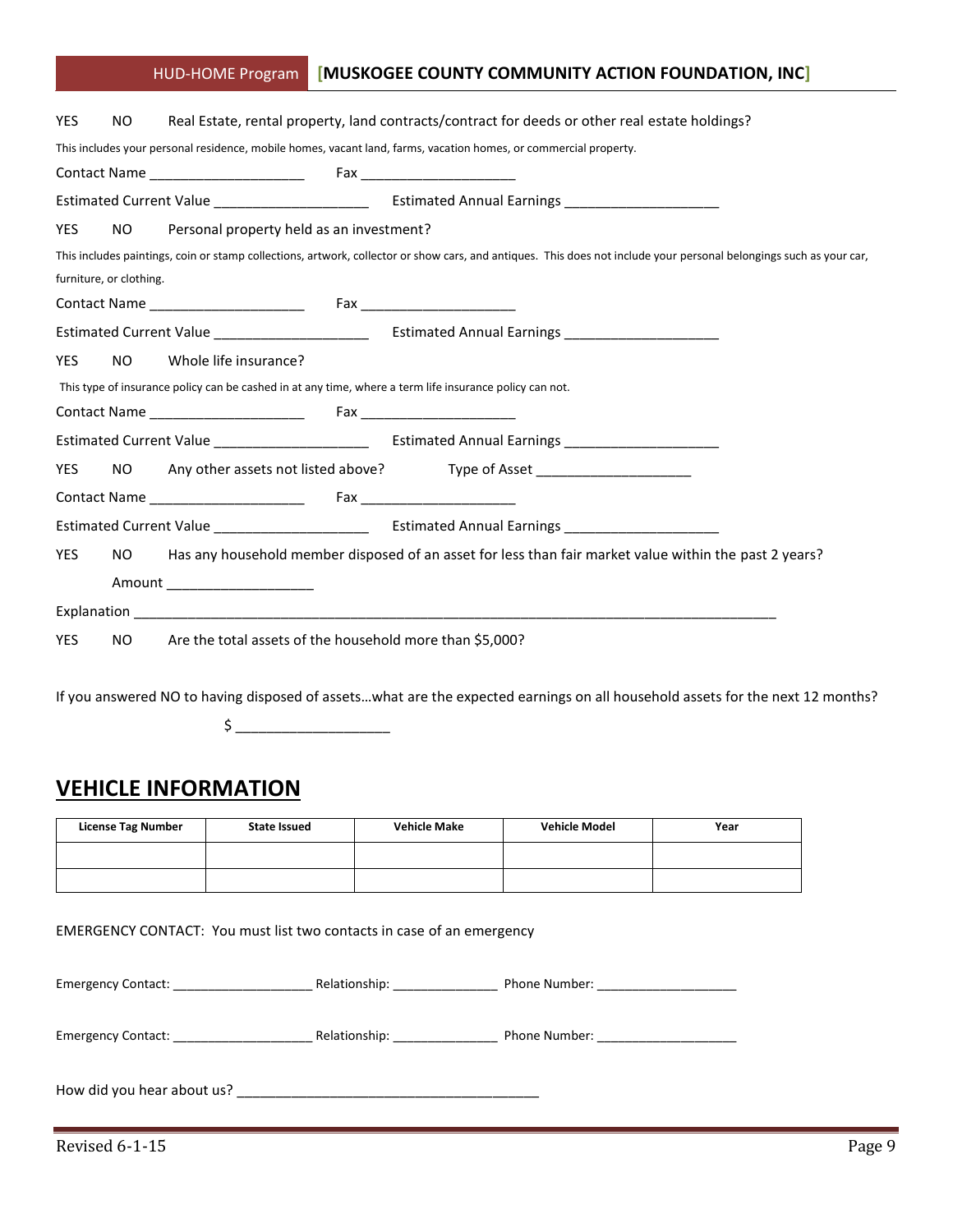YES NO Real Estate, rental property, land contracts/contract for deeds or other real estate holdings?

This includes your personal residence, mobile homes, vacant land, farms, vacation homes, or commercial property.

Contact Name ____________________ Fax ____________________

Estimated Current Value ____________________ Estimated Annual Earnings ____________________

YES NO Personal property held as an investment?

This includes paintings, coin or stamp collections, artwork, collector or show cars, and antiques. This does not include your personal belongings such as your car, furniture, or clothing.

Contact Name ____________________ Fax ____________________

Estimated Current Value ____________________ Estimated Annual Earnings ____________________

YES NO Whole life insurance?

This type of insurance policy can be cashed in at any time, where a term life insurance policy can not.

Contact Name ____________________ Fax ____________________

Estimated Current Value ____________________ Estimated Annual Earnings ____________________

YES NO Any other assets not listed above? Type of Asset ____________________

Contact Name ____________________ Fax ____________________

Estimated Current Value ____________________ Estimated Annual Earnings ____________________

YES NO Has any household member disposed of an asset for less than fair market value within the past 2 years?

Amount ___________________

Explanation ________________________________________________________________________________________

YES NO Are the total assets of the household more than $5,000?

If you answered NO to having disposed of assets…what are the expected earnings on all household assets for the next 12 months?

$ ____________________

## VEHICLE INFORMATION

| License Tag Number | State Issued | Vehicle Make | Vehicle Model | Year |
|---|---|---|---|---|
| | | | | |
| | | | | |

EMERGENCY CONTACT: You must list two contacts in case of an emergency

Emergency Contact: ____________________ Relationship: _______________ Phone Number: ____________________

Emergency Contact: ____________________ Relationship: _______________ Phone Number: ____________________

How did you hear about us? ________________________________________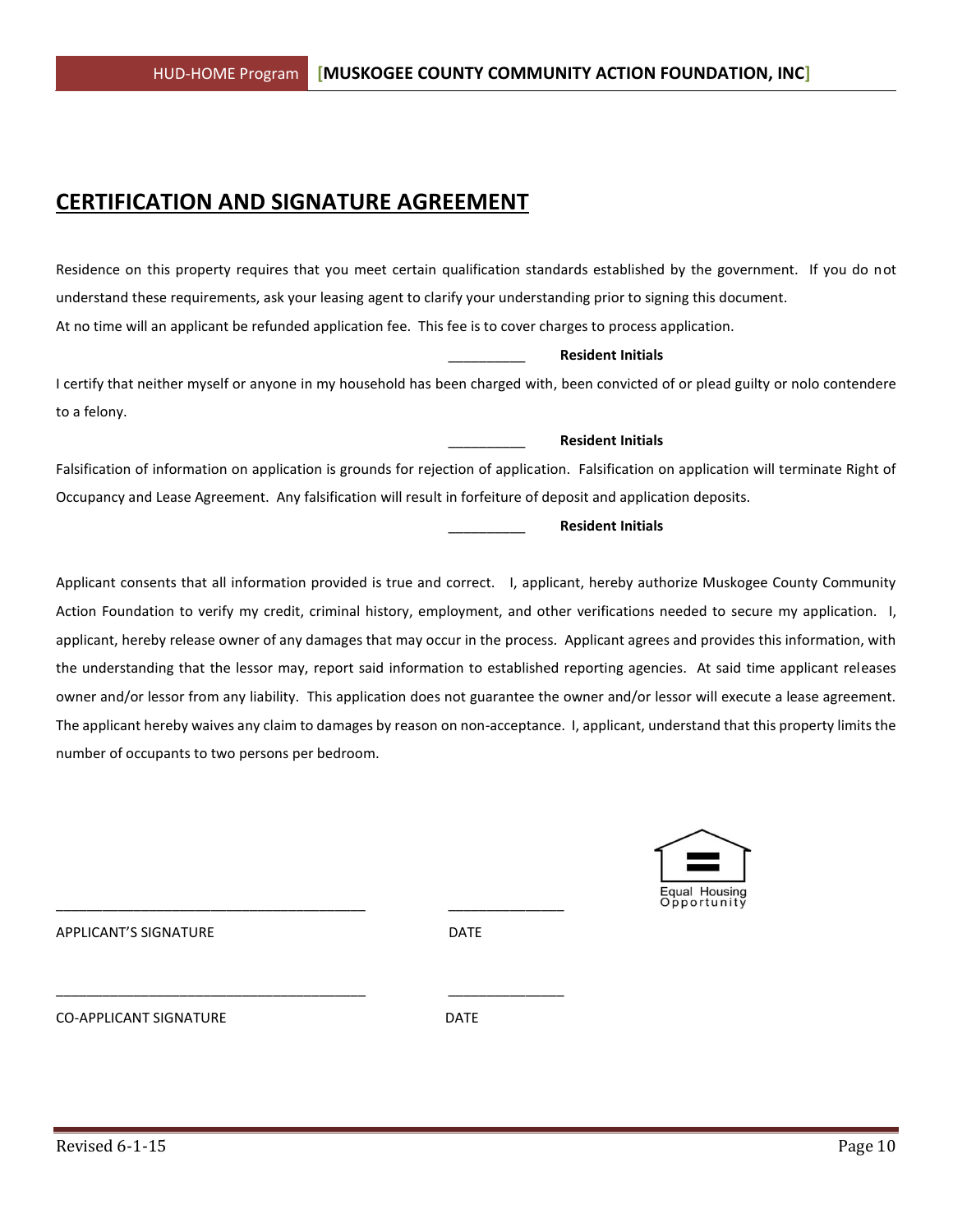## CERTIFICATION AND SIGNATURE AGREEMENT

Residence on this property requires that you meet certain qualification standards established by the government. If you do not understand these requirements, ask your leasing agent to clarify your understanding prior to signing this document.
At no time will an applicant be refunded application fee. This fee is to cover charges to process application.

__________ **Resident Initials**

I certify that neither myself or anyone in my household has been charged with, been convicted of or plead guilty or nolo contendere to a felony.

__________ **Resident Initials**

Falsification of information on application is grounds for rejection of application. Falsification on application will terminate Right of Occupancy and Lease Agreement. Any falsification will result in forfeiture of deposit and application deposits.

__________ **Resident Initials**

Applicant consents that all information provided is true and correct. I, applicant, hereby authorize Muskogee County Community Action Foundation to verify my credit, criminal history, employment, and other verifications needed to secure my application. I, applicant, hereby release owner of any damages that may occur in the process. Applicant agrees and provides this information, with the understanding that the lessor may, report said information to established reporting agencies. At said time applicant releases owner and/or lessor from any liability. This application does not guarantee the owner and/or lessor will execute a lease agreement. The applicant hereby waives any claim to damages by reason on non-acceptance. I, applicant, understand that this property limits the number of occupants to two persons per bedroom.

Equal Housing Opportunity

________________________________________ _______________

APPLICANT'S SIGNATURE DATE

________________________________________ _______________

CO-APPLICANT SIGNATURE DATE

Revised 6-1-15